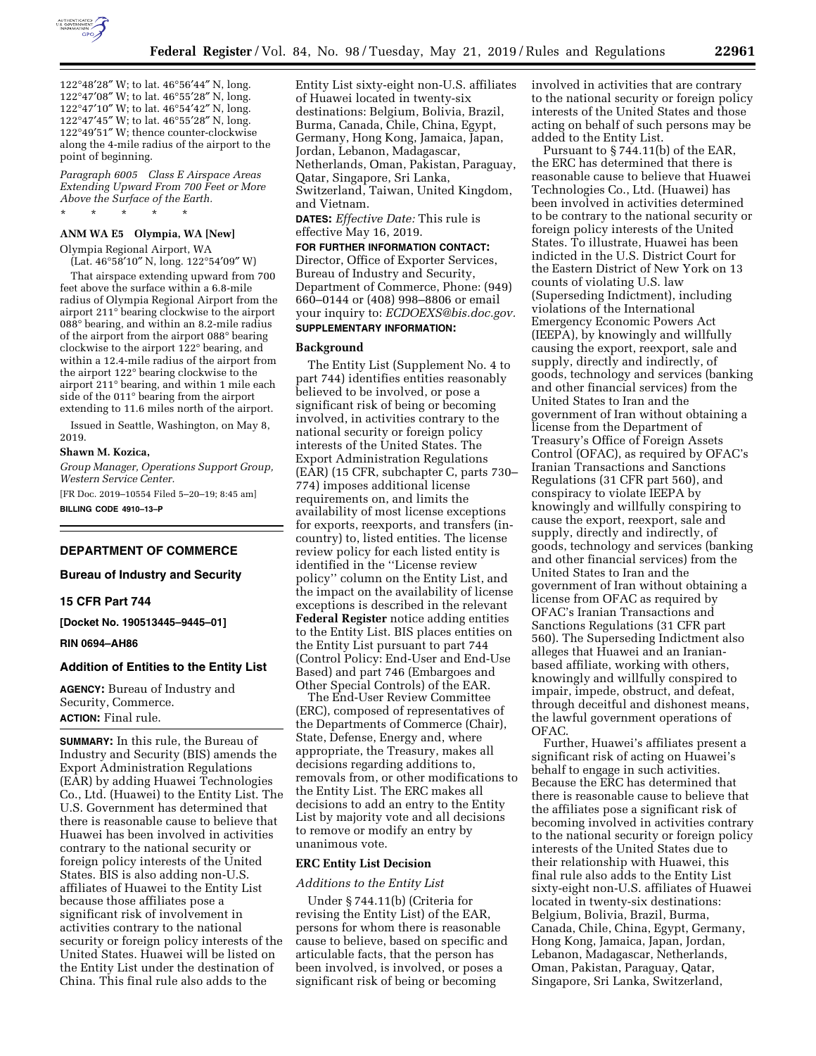122°48′28″ W; to lat. 46°56′44″ N, long. 122°47′08″ W; to lat. 46°55′28″ N, long. 122°47′10″ W; to lat. 46°54′42″ N, long. 122°47′45″ W; to lat. 46°55′28″ N, long. 122°49′51″ W; thence counter-clockwise along the 4-mile radius of the airport to the point of beginning.

*Paragraph 6005 Class E Airspace Areas Extending Upward From 700 Feet or More Above the Surface of the Earth.*

\* \* \* \* \*

**ANM WA E5 Olympia, WA [New]**

Olympia Regional Airport, WA
(Lat. 46°58′10″ N, long. 122°54′09″ W)

That airspace extending upward from 700 feet above the surface within a 6.8-mile radius of Olympia Regional Airport from the airport 211° bearing clockwise to the airport 088° bearing, and within an 8.2-mile radius of the airport from the airport 088° bearing clockwise to the airport 122° bearing, and within a 12.4-mile radius of the airport from the airport 122° bearing clockwise to the airport 211° bearing, and within 1 mile each side of the 011° bearing from the airport extending to 11.6 miles north of the airport.

Issued in Seattle, Washington, on May 8, 2019.

**Shawn M. Kozica,**

*Group Manager, Operations Support Group, Western Service Center.*

[FR Doc. 2019–10554 Filed 5–20–19; 8:45 am]

**BILLING CODE 4910–13–P**

## DEPARTMENT OF COMMERCE

### Bureau of Industry and Security

### 15 CFR Part 744

**[Docket No. 190513445–9445–01]**

**RIN 0694–AH86**

### Addition of Entities to the Entity List

**AGENCY:** Bureau of Industry and Security, Commerce.

**ACTION:** Final rule.

**SUMMARY:** In this rule, the Bureau of Industry and Security (BIS) amends the Export Administration Regulations (EAR) by adding Huawei Technologies Co., Ltd. (Huawei) to the Entity List. The U.S. Government has determined that there is reasonable cause to believe that Huawei has been involved in activities contrary to the national security or foreign policy interests of the United States. BIS is also adding non-U.S. affiliates of Huawei to the Entity List because those affiliates pose a significant risk of involvement in activities contrary to the national security or foreign policy interests of the United States. Huawei will be listed on the Entity List under the destination of China. This final rule also adds to the Entity List sixty-eight non-U.S. affiliates of Huawei located in twenty-six destinations: Belgium, Bolivia, Brazil, Burma, Canada, Chile, China, Egypt, Germany, Hong Kong, Jamaica, Japan, Jordan, Lebanon, Madagascar, Netherlands, Oman, Pakistan, Paraguay, Qatar, Singapore, Sri Lanka, Switzerland, Taiwan, United Kingdom, and Vietnam.

**DATES:** *Effective Date:* This rule is effective May 16, 2019.

**FOR FURTHER INFORMATION CONTACT:** Director, Office of Exporter Services, Bureau of Industry and Security, Department of Commerce, Phone: (949) 660–0144 or (408) 998–8806 or email your inquiry to: *ECDOEXS@bis.doc.gov.*

**SUPPLEMENTARY INFORMATION:**

### Background

The Entity List (Supplement No. 4 to part 744) identifies entities reasonably believed to be involved, or pose a significant risk of being or becoming involved, in activities contrary to the national security or foreign policy interests of the United States. The Export Administration Regulations (EAR) (15 CFR, subchapter C, parts 730–774) imposes additional license requirements on, and limits the availability of most license exceptions for exports, reexports, and transfers (in-country) to, listed entities. The license review policy for each listed entity is identified in the ''License review policy'' column on the Entity List, and the impact on the availability of license exceptions is described in the relevant **Federal Register** notice adding entities to the Entity List. BIS places entities on the Entity List pursuant to part 744 (Control Policy: End-User and End-Use Based) and part 746 (Embargoes and Other Special Controls) of the EAR.

The End-User Review Committee (ERC), composed of representatives of the Departments of Commerce (Chair), State, Defense, Energy and, where appropriate, the Treasury, makes all decisions regarding additions to, removals from, or other modifications to the Entity List. The ERC makes all decisions to add an entry to the Entity List by majority vote and all decisions to remove or modify an entry by unanimous vote.

### ERC Entity List Decision

*Additions to the Entity List*

Under § 744.11(b) (Criteria for revising the Entity List) of the EAR, persons for whom there is reasonable cause to believe, based on specific and articulable facts, that the person has been involved, is involved, or poses a significant risk of being or becoming involved in activities that are contrary to the national security or foreign policy interests of the United States and those acting on behalf of such persons may be added to the Entity List.

Pursuant to § 744.11(b) of the EAR, the ERC has determined that there is reasonable cause to believe that Huawei Technologies Co., Ltd. (Huawei) has been involved in activities determined to be contrary to the national security or foreign policy interests of the United States. To illustrate, Huawei has been indicted in the U.S. District Court for the Eastern District of New York on 13 counts of violating U.S. law (Superseding Indictment), including violations of the International Emergency Economic Powers Act (IEEPA), by knowingly and willfully causing the export, reexport, sale and supply, directly and indirectly, of goods, technology and services (banking and other financial services) from the United States to Iran and the government of Iran without obtaining a license from the Department of Treasury's Office of Foreign Assets Control (OFAC), as required by OFAC's Iranian Transactions and Sanctions Regulations (31 CFR part 560), and conspiracy to violate IEEPA by knowingly and willfully conspiring to cause the export, reexport, sale and supply, directly and indirectly, of goods, technology and services (banking and other financial services) from the United States to Iran and the government of Iran without obtaining a license from OFAC as required by OFAC's Iranian Transactions and Sanctions Regulations (31 CFR part 560). The Superseding Indictment also alleges that Huawei and an Iranian-based affiliate, working with others, knowingly and willfully conspired to impair, impede, obstruct, and defeat, through deceitful and dishonest means, the lawful government operations of OFAC.

Further, Huawei's affiliates present a significant risk of acting on Huawei's behalf to engage in such activities. Because the ERC has determined that there is reasonable cause to believe that the affiliates pose a significant risk of becoming involved in activities contrary to the national security or foreign policy interests of the United States due to their relationship with Huawei, this final rule also adds to the Entity List sixty-eight non-U.S. affiliates of Huawei located in twenty-six destinations: Belgium, Bolivia, Brazil, Burma, Canada, Chile, China, Egypt, Germany, Hong Kong, Jamaica, Japan, Jordan, Lebanon, Madagascar, Netherlands, Oman, Pakistan, Paraguay, Qatar, Singapore, Sri Lanka, Switzerland,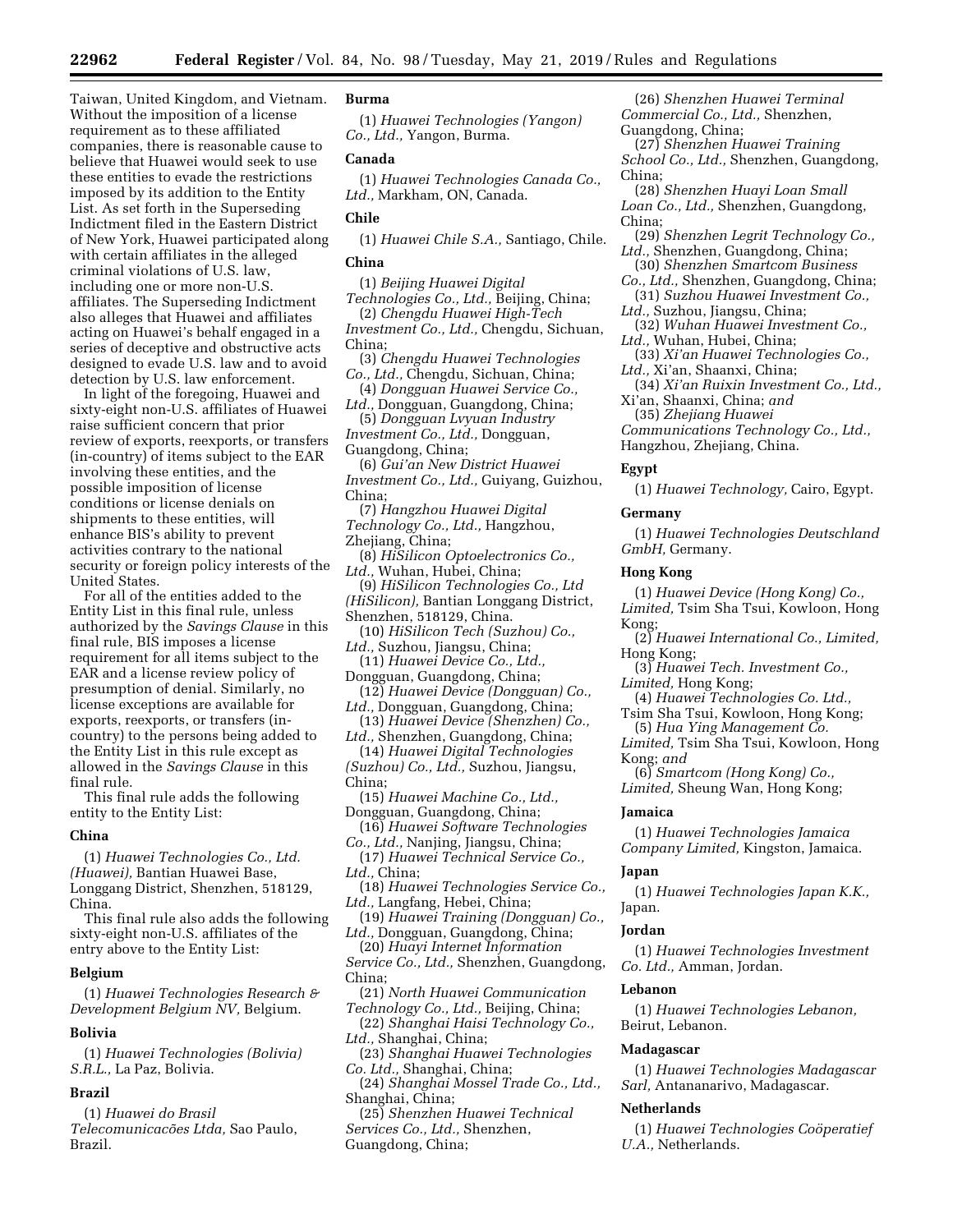Taiwan, United Kingdom, and Vietnam. Without the imposition of a license requirement as to these affiliated companies, there is reasonable cause to believe that Huawei would seek to use these entities to evade the restrictions imposed by its addition to the Entity List. As set forth in the Superseding Indictment filed in the Eastern District of New York, Huawei participated along with certain affiliates in the alleged criminal violations of U.S. law, including one or more non-U.S. affiliates. The Superseding Indictment also alleges that Huawei and affiliates acting on Huawei's behalf engaged in a series of deceptive and obstructive acts designed to evade U.S. law and to avoid detection by U.S. law enforcement.

In light of the foregoing, Huawei and sixty-eight non-U.S. affiliates of Huawei raise sufficient concern that prior review of exports, reexports, or transfers (in-country) of items subject to the EAR involving these entities, and the possible imposition of license conditions or license denials on shipments to these entities, will enhance BIS's ability to prevent activities contrary to the national security or foreign policy interests of the United States.

For all of the entities added to the Entity List in this final rule, unless authorized by the *Savings Clause* in this final rule, BIS imposes a license requirement for all items subject to the EAR and a license review policy of presumption of denial. Similarly, no license exceptions are available for exports, reexports, or transfers (in-country) to the persons being added to the Entity List in this rule except as allowed in the *Savings Clause* in this final rule.

This final rule adds the following entity to the Entity List:

**China**

(1) *Huawei Technologies Co., Ltd. (Huawei),* Bantian Huawei Base, Longgang District, Shenzhen, 518129, China.

This final rule also adds the following sixty-eight non-U.S. affiliates of the entry above to the Entity List:

**Belgium**

(1) *Huawei Technologies Research & Development Belgium NV,* Belgium.

**Bolivia**

(1) *Huawei Technologies (Bolivia) S.R.L.,* La Paz, Bolivia.

**Brazil**

(1) *Huawei do Brasil Telecomunicacões Ltda,* Sao Paulo, Brazil.

**Burma**

(1) *Huawei Technologies (Yangon) Co., Ltd.,* Yangon, Burma.

**Canada**

(1) *Huawei Technologies Canada Co., Ltd.,* Markham, ON, Canada.

**Chile**

(1) *Huawei Chile S.A.,* Santiago, Chile.

**China**

(1) *Beijing Huawei Digital Technologies Co., Ltd.,* Beijing, China;
(2) *Chengdu Huawei High-Tech Investment Co., Ltd.,* Chengdu, Sichuan, China;
(3) *Chengdu Huawei Technologies Co., Ltd.,* Chengdu, Sichuan, China;
(4) *Dongguan Huawei Service Co., Ltd.,* Dongguan, Guangdong, China;
(5) *Dongguan Lvyuan Industry Investment Co., Ltd.,* Dongguan, Guangdong, China;
(6) *Gui'an New District Huawei Investment Co., Ltd.,* Guiyang, Guizhou, China;
(7) *Hangzhou Huawei Digital Technology Co., Ltd.,* Hangzhou, Zhejiang, China;
(8) *HiSilicon Optoelectronics Co., Ltd.,* Wuhan, Hubei, China;
(9) *HiSilicon Technologies Co., Ltd (HiSilicon),* Bantian Longgang District, Shenzhen, 518129, China.
(10) *HiSilicon Tech (Suzhou) Co., Ltd.,* Suzhou, Jiangsu, China;
(11) *Huawei Device Co., Ltd.,* Dongguan, Guangdong, China;
(12) *Huawei Device (Dongguan) Co., Ltd.,* Dongguan, Guangdong, China;
(13) *Huawei Device (Shenzhen) Co., Ltd.,* Shenzhen, Guangdong, China;
(14) *Huawei Digital Technologies (Suzhou) Co., Ltd.,* Suzhou, Jiangsu, China;
(15) *Huawei Machine Co., Ltd.,* Dongguan, Guangdong, China;
(16) *Huawei Software Technologies Co., Ltd.,* Nanjing, Jiangsu, China;
(17) *Huawei Technical Service Co., Ltd.,* China;
(18) *Huawei Technologies Service Co., Ltd.,* Langfang, Hebei, China;
(19) *Huawei Training (Dongguan) Co., Ltd.,* Dongguan, Guangdong, China;
(20) *Huayi Internet Information Service Co., Ltd.,* Shenzhen, Guangdong, China;
(21) *North Huawei Communication Technology Co., Ltd.,* Beijing, China;
(22) *Shanghai Haisi Technology Co., Ltd.,* Shanghai, China;
(23) *Shanghai Huawei Technologies Co. Ltd.,* Shanghai, China;
(24) *Shanghai Mossel Trade Co., Ltd.,* Shanghai, China;
(25) *Shenzhen Huawei Technical Services Co., Ltd.,* Shenzhen, Guangdong, China;
(26) *Shenzhen Huawei Terminal Commercial Co., Ltd.,* Shenzhen, Guangdong, China;
(27) *Shenzhen Huawei Training School Co., Ltd.,* Shenzhen, Guangdong, China;
(28) *Shenzhen Huayi Loan Small Loan Co., Ltd.,* Shenzhen, Guangdong, China;
(29) *Shenzhen Legrit Technology Co., Ltd.,* Shenzhen, Guangdong, China;
(30) *Shenzhen Smartcom Business Co., Ltd.,* Shenzhen, Guangdong, China;
(31) *Suzhou Huawei Investment Co., Ltd.,* Suzhou, Jiangsu, China;
(32) *Wuhan Huawei Investment Co., Ltd.,* Wuhan, Hubei, China;
(33) *Xi'an Huawei Technologies Co., Ltd.,* Xi'an, Shaanxi, China;
(34) *Xi'an Ruixin Investment Co., Ltd.,* Xi'an, Shaanxi, China; *and*
(35) *Zhejiang Huawei Communications Technology Co., Ltd.,* Hangzhou, Zhejiang, China.

**Egypt**

(1) *Huawei Technology,* Cairo, Egypt.

**Germany**

(1) *Huawei Technologies Deutschland GmbH,* Germany.

**Hong Kong**

(1) *Huawei Device (Hong Kong) Co., Limited,* Tsim Sha Tsui, Kowloon, Hong Kong;
(2) *Huawei International Co., Limited,* Hong Kong;
(3) *Huawei Tech. Investment Co., Limited,* Hong Kong;
(4) *Huawei Technologies Co. Ltd.,* Tsim Sha Tsui, Kowloon, Hong Kong;
(5) *Hua Ying Management Co. Limited,* Tsim Sha Tsui, Kowloon, Hong Kong; *and*
(6) *Smartcom (Hong Kong) Co., Limited,* Sheung Wan, Hong Kong;

**Jamaica**

(1) *Huawei Technologies Jamaica Company Limited,* Kingston, Jamaica.

**Japan**

(1) *Huawei Technologies Japan K.K.,* Japan.

**Jordan**

(1) *Huawei Technologies Investment Co. Ltd.,* Amman, Jordan.

**Lebanon**

(1) *Huawei Technologies Lebanon,* Beirut, Lebanon.

**Madagascar**

(1) *Huawei Technologies Madagascar Sarl,* Antananarivo, Madagascar.

**Netherlands**

(1) *Huawei Technologies Coöperatief U.A.,* Netherlands.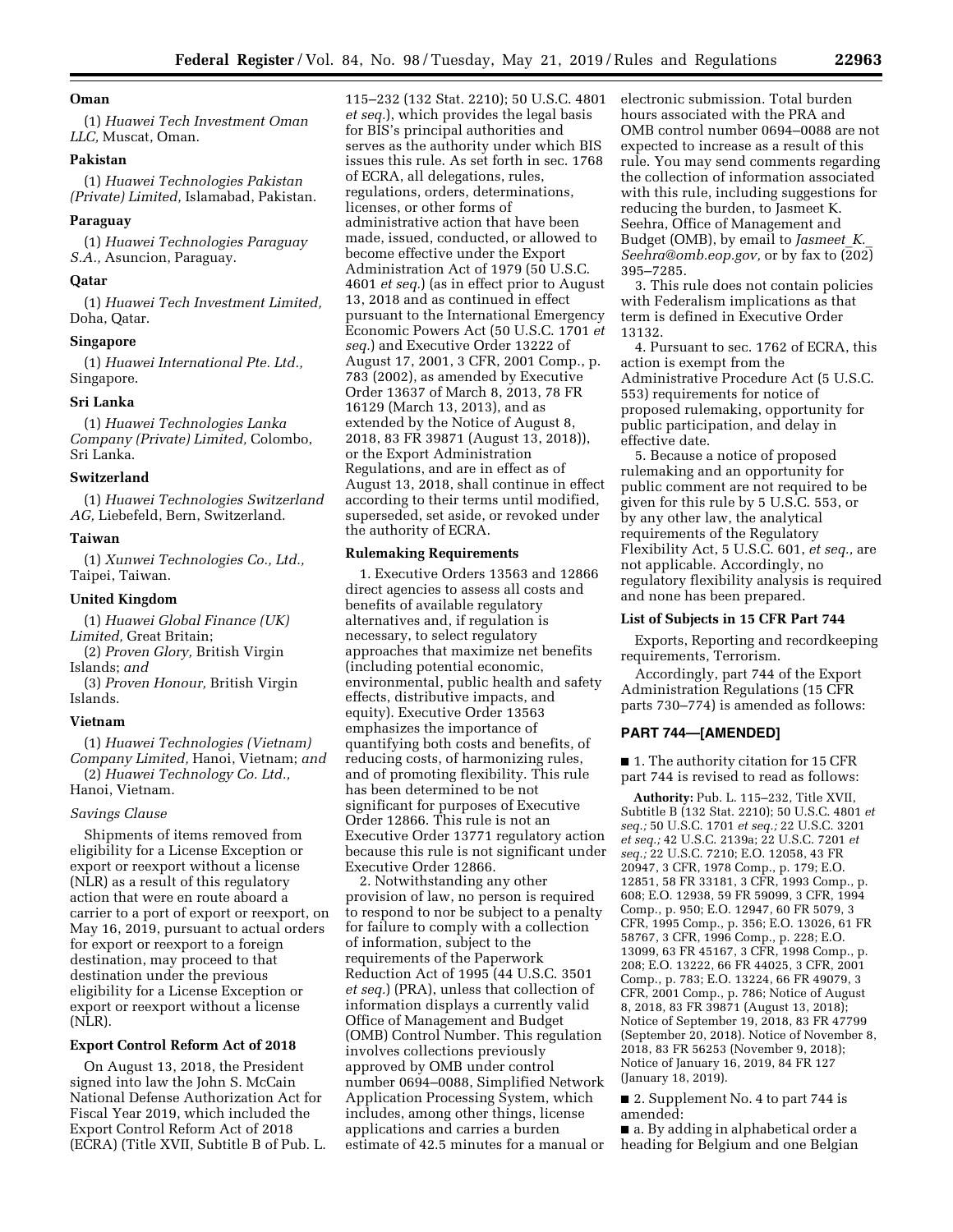**Oman**

(1) *Huawei Tech Investment Oman LLC,* Muscat, Oman.

**Pakistan**

(1) *Huawei Technologies Pakistan (Private) Limited,* Islamabad, Pakistan.

**Paraguay**

(1) *Huawei Technologies Paraguay S.A.,* Asuncion, Paraguay.

**Qatar**

(1) *Huawei Tech Investment Limited,* Doha, Qatar.

**Singapore**

(1) *Huawei International Pte. Ltd.,* Singapore.

**Sri Lanka**

(1) *Huawei Technologies Lanka Company (Private) Limited,* Colombo, Sri Lanka.

**Switzerland**

(1) *Huawei Technologies Switzerland AG,* Liebefeld, Bern, Switzerland.

**Taiwan**

(1) *Xunwei Technologies Co., Ltd.,* Taipei, Taiwan.

**United Kingdom**

(1) *Huawei Global Finance (UK) Limited,* Great Britain;

(2) *Proven Glory,* British Virgin Islands; *and*

(3) *Proven Honour,* British Virgin Islands.

**Vietnam**

(1) *Huawei Technologies (Vietnam) Company Limited,* Hanoi, Vietnam; *and*

(2) *Huawei Technology Co. Ltd.,* Hanoi, Vietnam.

*Savings Clause*

Shipments of items removed from eligibility for a License Exception or export or reexport without a license (NLR) as a result of this regulatory action that were en route aboard a carrier to a port of export or reexport, on May 16, 2019, pursuant to actual orders for export or reexport to a foreign destination, may proceed to that destination under the previous eligibility for a License Exception or export or reexport without a license (NLR).

**Export Control Reform Act of 2018**

On August 13, 2018, the President signed into law the John S. McCain National Defense Authorization Act for Fiscal Year 2019, which included the Export Control Reform Act of 2018 (ECRA) (Title XVII, Subtitle B of Pub. L. 115–232 (132 Stat. 2210); 50 U.S.C. 4801 *et seq.*), which provides the legal basis for BIS's principal authorities and serves as the authority under which BIS issues this rule. As set forth in sec. 1768 of ECRA, all delegations, rules, regulations, orders, determinations, licenses, or other forms of administrative action that have been made, issued, conducted, or allowed to become effective under the Export Administration Act of 1979 (50 U.S.C. 4601 *et seq.*) (as in effect prior to August 13, 2018 and as continued in effect pursuant to the International Emergency Economic Powers Act (50 U.S.C. 1701 *et seq.*) and Executive Order 13222 of August 17, 2001, 3 CFR, 2001 Comp., p. 783 (2002), as amended by Executive Order 13637 of March 8, 2013, 78 FR 16129 (March 13, 2013), and as extended by the Notice of August 8, 2018, 83 FR 39871 (August 13, 2018)), or the Export Administration Regulations, and are in effect as of August 13, 2018, shall continue in effect according to their terms until modified, superseded, set aside, or revoked under the authority of ECRA.

**Rulemaking Requirements**

1. Executive Orders 13563 and 12866 direct agencies to assess all costs and benefits of available regulatory alternatives and, if regulation is necessary, to select regulatory approaches that maximize net benefits (including potential economic, environmental, public health and safety effects, distributive impacts, and equity). Executive Order 13563 emphasizes the importance of quantifying both costs and benefits, of reducing costs, of harmonizing rules, and of promoting flexibility. This rule has been determined to be not significant for purposes of Executive Order 12866. This rule is not an Executive Order 13771 regulatory action because this rule is not significant under Executive Order 12866.

2. Notwithstanding any other provision of law, no person is required to respond to nor be subject to a penalty for failure to comply with a collection of information, subject to the requirements of the Paperwork Reduction Act of 1995 (44 U.S.C. 3501 *et seq.*) (PRA), unless that collection of information displays a currently valid Office of Management and Budget (OMB) Control Number. This regulation involves collections previously approved by OMB under control number 0694–0088, Simplified Network Application Processing System, which includes, among other things, license applications and carries a burden estimate of 42.5 minutes for a manual or electronic submission. Total burden hours associated with the PRA and OMB control number 0694–0088 are not expected to increase as a result of this rule. You may send comments regarding the collection of information associated with this rule, including suggestions for reducing the burden, to Jasmeet K. Seehra, Office of Management and Budget (OMB), by email to *Jasmeet_K._Seehra@omb.eop.gov,* or by fax to (202) 395–7285.

3. This rule does not contain policies with Federalism implications as that term is defined in Executive Order 13132.

4. Pursuant to sec. 1762 of ECRA, this action is exempt from the Administrative Procedure Act (5 U.S.C. 553) requirements for notice of proposed rulemaking, opportunity for public participation, and delay in effective date.

5. Because a notice of proposed rulemaking and an opportunity for public comment are not required to be given for this rule by 5 U.S.C. 553, or by any other law, the analytical requirements of the Regulatory Flexibility Act, 5 U.S.C. 601, *et seq.,* are not applicable. Accordingly, no regulatory flexibility analysis is required and none has been prepared.

**List of Subjects in 15 CFR Part 744**

Exports, Reporting and recordkeeping requirements, Terrorism.

Accordingly, part 744 of the Export Administration Regulations (15 CFR parts 730–774) is amended as follows:

## PART 744—[AMENDED]

■ 1. The authority citation for 15 CFR part 744 is revised to read as follows:

**Authority:** Pub. L. 115–232, Title XVII, Subtitle B (132 Stat. 2210); 50 U.S.C. 4801 *et seq.;* 50 U.S.C. 1701 *et seq.;* 22 U.S.C. 3201 *et seq.;* 42 U.S.C. 2139a; 22 U.S.C. 7201 *et seq.;* 22 U.S.C. 7210; E.O. 12058, 43 FR 20947, 3 CFR, 1978 Comp., p. 179; E.O. 12851, 58 FR 33181, 3 CFR, 1993 Comp., p. 608; E.O. 12938, 59 FR 59099, 3 CFR, 1994 Comp., p. 950; E.O. 12947, 60 FR 5079, 3 CFR, 1995 Comp., p. 356; E.O. 13026, 61 FR 58767, 3 CFR, 1996 Comp., p. 228; E.O. 13099, 63 FR 45167, 3 CFR, 1998 Comp., p. 208; E.O. 13222, 66 FR 44025, 3 CFR, 2001 Comp., p. 783; E.O. 13224, 66 FR 49079, 3 CFR, 2001 Comp., p. 786; Notice of August 8, 2018, 83 FR 39871 (August 13, 2018); Notice of September 19, 2018, 83 FR 47799 (September 20, 2018). Notice of November 8, 2018, 83 FR 56253 (November 9, 2018); Notice of January 16, 2019, 84 FR 127 (January 18, 2019).

■ 2. Supplement No. 4 to part 744 is amended:

■ a. By adding in alphabetical order a heading for Belgium and one Belgian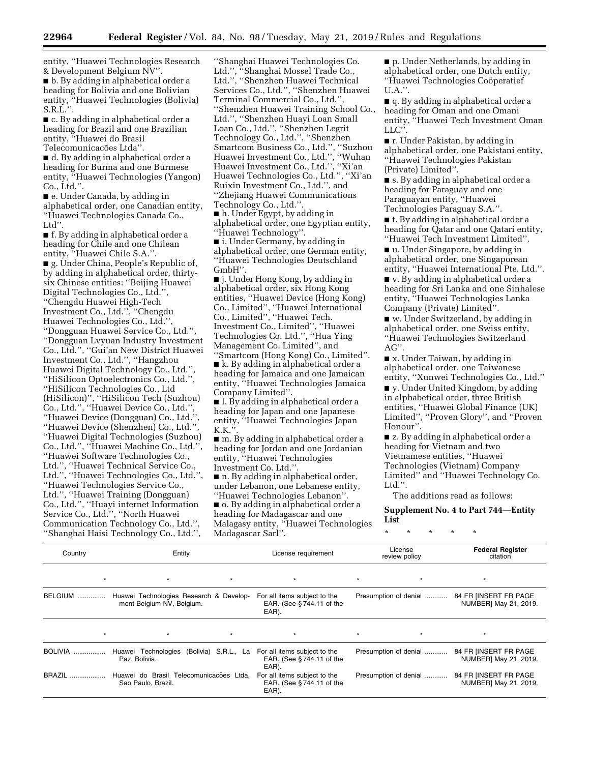entity, ''Huawei Technologies Research & Development Belgium NV''.

■ b. By adding in alphabetical order a heading for Bolivia and one Bolivian entity, ''Huawei Technologies (Bolivia) S.R.L.''.

■ c. By adding in alphabetical order a heading for Brazil and one Brazilian entity, ''Huawei do Brasil Telecomunicacões Ltda''.

■ d. By adding in alphabetical order a heading for Burma and one Burmese entity, ''Huawei Technologies (Yangon) Co., Ltd.''.

■ e. Under Canada, by adding in alphabetical order, one Canadian entity, ''Huawei Technologies Canada Co., Ltd''.

■ f. By adding in alphabetical order a heading for Chile and one Chilean entity, ''Huawei Chile S.A.''.

■ g. Under China, People's Republic of, by adding in alphabetical order, thirty-six Chinese entities: ''Beijing Huawei Digital Technologies Co., Ltd.'', ''Chengdu Huawei High-Tech Investment Co., Ltd.'', ''Chengdu Huawei Technologies Co., Ltd.'', ''Dongguan Huawei Service Co., Ltd.'', ''Dongguan Lvyuan Industry Investment Co., Ltd.'', ''Gui'an New District Huawei Investment Co., Ltd.'', ''Hangzhou Huawei Digital Technology Co., Ltd.'', ''HiSilicon Optoelectronics Co., Ltd.'', ''HiSilicon Technologies Co., Ltd (HiSilicon)'', ''HiSilicon Tech (Suzhou) Co., Ltd.'', ''Huawei Device Co., Ltd.'', ''Huawei Device (Dongguan) Co., Ltd.'', ''Huawei Device (Shenzhen) Co., Ltd.'', ''Huawei Digital Technologies (Suzhou) Co., Ltd.'', ''Huawei Machine Co., Ltd.'', ''Huawei Software Technologies Co., Ltd.'', ''Huawei Technical Service Co., Ltd.'', ''Huawei Technologies Co., Ltd.'', ''Huawei Technologies Service Co., Ltd.'', ''Huawei Training (Dongguan) Co., Ltd.'', ''Huayi internet Information Service Co., Ltd.'', ''North Huawei Communication Technology Co., Ltd.'', ''Shanghai Haisi Technology Co., Ltd.'', ''Shanghai Huawei Technologies Co. Ltd.'', ''Shanghai Mossel Trade Co., Ltd.'', ''Shenzhen Huawei Technical Services Co., Ltd.'', ''Shenzhen Huawei Terminal Commercial Co., Ltd.'', ''Shenzhen Huawei Training School Co., Ltd.'', ''Shenzhen Huayi Loan Small Loan Co., Ltd.'', ''Shenzhen Legrit Technology Co., Ltd.'', ''Shenzhen Smartcom Business Co., Ltd.'', ''Suzhou Huawei Investment Co., Ltd.'', ''Wuhan Huawei Investment Co., Ltd.'', ''Xi'an Huawei Technologies Co., Ltd.'', ''Xi'an Ruixin Investment Co., Ltd.'', and ''Zhejiang Huawei Communications Technology Co., Ltd.''.

■ h. Under Egypt, by adding in alphabetical order, one Egyptian entity, ''Huawei Technology''.

■ i. Under Germany, by adding in alphabetical order, one German entity, ''Huawei Technologies Deutschland GmbH''.

■ j. Under Hong Kong, by adding in alphabetical order, six Hong Kong entities, ''Huawei Device (Hong Kong) Co., Limited'', ''Huawei International Co., Limited'', ''Huawei Tech. Investment Co., Limited'', ''Huawei Technologies Co. Ltd.'', ''Hua Ying Management Co. Limited'', and ''Smartcom (Hong Kong) Co., Limited''.

■ k. By adding in alphabetical order a heading for Jamaica and one Jamaican entity, ''Huawei Technologies Jamaica Company Limited''.

■ l. By adding in alphabetical order a heading for Japan and one Japanese entity, ''Huawei Technologies Japan K.K.''.

■ m. By adding in alphabetical order a heading for Jordan and one Jordanian entity, ''Huawei Technologies Investment Co. Ltd.''.

■ n. By adding in alphabetical order, under Lebanon, one Lebanese entity, ''Huawei Technologies Lebanon''.

■ o. By adding in alphabetical order a heading for Madagascar and one Malagasy entity, ''Huawei Technologies Madagascar Sarl''.

■ p. Under Netherlands, by adding in alphabetical order, one Dutch entity, ''Huawei Technologies Coöperatief U.A.''.

■ q. By adding in alphabetical order a heading for Oman and one Omani entity, ''Huawei Tech Investment Oman LLC''.

■ r. Under Pakistan, by adding in alphabetical order, one Pakistani entity, ''Huawei Technologies Pakistan (Private) Limited''.

■ s. By adding in alphabetical order a heading for Paraguay and one Paraguayan entity, ''Huawei Technologies Paraguay S.A.''.

■ t. By adding in alphabetical order a heading for Qatar and one Qatari entity, ''Huawei Tech Investment Limited''.

■ u. Under Singapore, by adding in alphabetical order, one Singaporean entity, ''Huawei International Pte. Ltd.''.

■ v. By adding in alphabetical order a heading for Sri Lanka and one Sinhalese entity, ''Huawei Technologies Lanka Company (Private) Limited''.

■ w. Under Switzerland, by adding in alphabetical order, one Swiss entity, ''Huawei Technologies Switzerland AG''.

■ x. Under Taiwan, by adding in alphabetical order, one Taiwanese entity, ''Xunwei Technologies Co., Ltd.''

■ y. Under United Kingdom, by adding in alphabetical order, three British entities, ''Huawei Global Finance (UK) Limited'', ''Proven Glory'', and ''Proven Honour''.

■ z. By adding in alphabetical order a heading for Vietnam and two Vietnamese entities, ''Huawei Technologies (Vietnam) Company Limited'' and ''Huawei Technology Co. Ltd.''.

The additions read as follows:

**Supplement No. 4 to Part 744—Entity List**

\* \* \* \* \*

| Country | Entity | License requirement | License review policy | Federal Register citation |
|---|---|---|---|---|
| * | * | * | * | * |
| BELGIUM | Huawei Technologies Research & Development Belgium NV, Belgium. | For all items subject to the EAR. (See §744.11 of the EAR). | Presumption of denial | 84 FR [INSERT FR PAGE NUMBER] May 21, 2019. |
| * | * | * | * | * |
| BOLIVIA | Huawei Technologies (Bolivia) S.R.L., La Paz, Bolivia. | For all items subject to the EAR. (See §744.11 of the EAR). | Presumption of denial | 84 FR [INSERT FR PAGE NUMBER] May 21, 2019. |
| BRAZIL | Huawei do Brasil Telecomunicacões Ltda, Sao Paulo, Brazil. | For all items subject to the EAR. (See §744.11 of the EAR). | Presumption of denial | 84 FR [INSERT FR PAGE NUMBER] May 21, 2019. |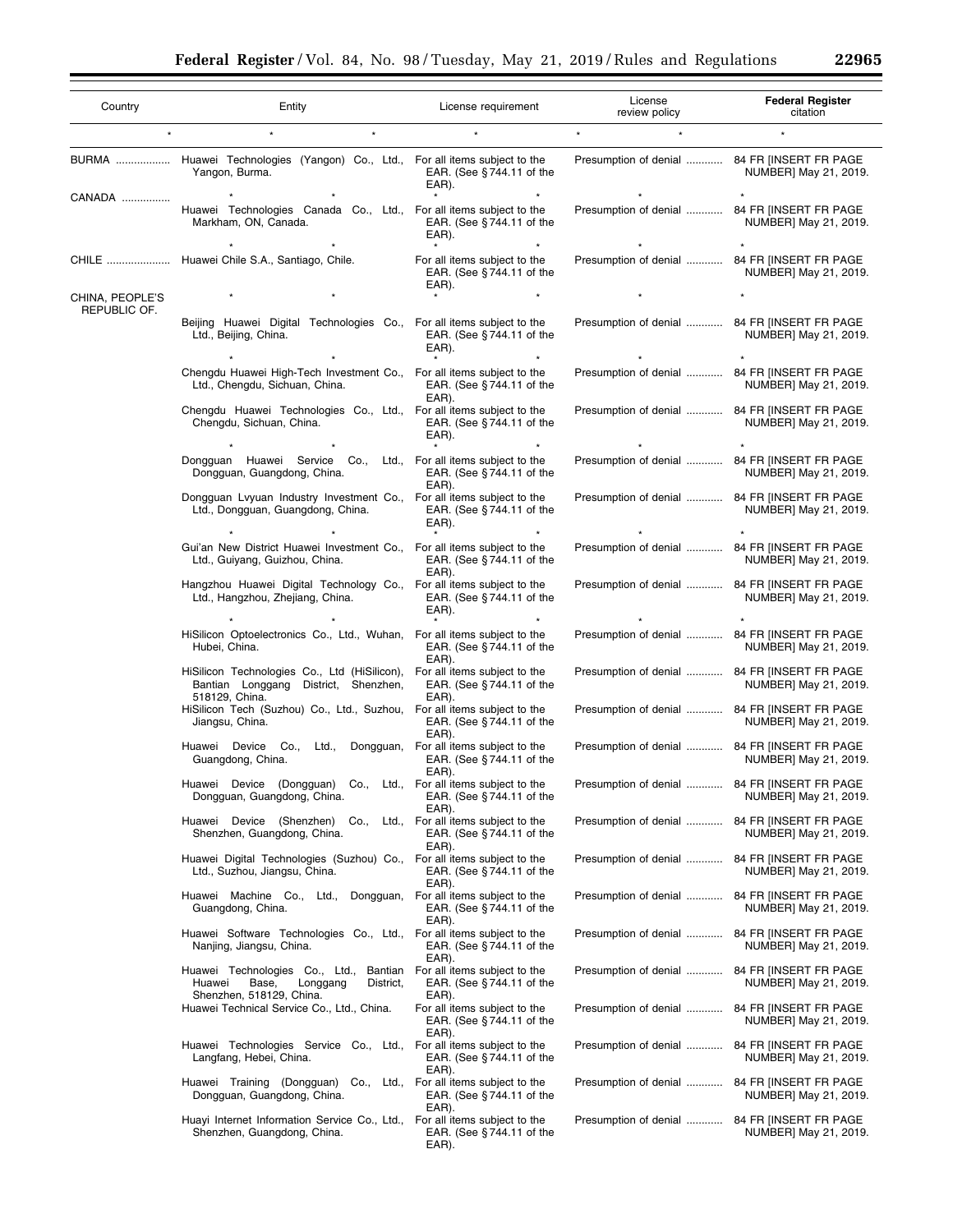| Country | Entity | License requirement | License review policy | Federal Register citation |
|---|---|---|---|---|
| * | * * | * | * * | * |
| BURMA | Huawei Technologies (Yangon) Co., Ltd., Yangon, Burma. | For all items subject to the EAR. (See § 744.11 of the EAR). | Presumption of denial | 84 FR [INSERT FR PAGE NUMBER] May 21, 2019. |
| | * * | * * | * | * |
| CANADA | Huawei Technologies Canada Co., Ltd., Markham, ON, Canada. | For all items subject to the EAR. (See § 744.11 of the EAR). | Presumption of denial | 84 FR [INSERT FR PAGE NUMBER] May 21, 2019. |
| | * * | * * | * | * |
| CHILE | Huawei Chile S.A., Santiago, Chile. | For all items subject to the EAR. (See § 744.11 of the EAR). | Presumption of denial | 84 FR [INSERT FR PAGE NUMBER] May 21, 2019. |
| CHINA, PEOPLE'S REPUBLIC OF. | * * | * * | * | * |
| | Beijing Huawei Digital Technologies Co., Ltd., Beijing, China. | For all items subject to the EAR. (See § 744.11 of the EAR). | Presumption of denial | 84 FR [INSERT FR PAGE NUMBER] May 21, 2019. |
| | * * | * * | * | * |
| | Chengdu Huawei High-Tech Investment Co., Ltd., Chengdu, Sichuan, China. | For all items subject to the EAR. (See § 744.11 of the EAR). | Presumption of denial | 84 FR [INSERT FR PAGE NUMBER] May 21, 2019. |
| | Chengdu Huawei Technologies Co., Ltd., Chengdu, Sichuan, China. | For all items subject to the EAR. (See § 744.11 of the EAR). | Presumption of denial | 84 FR [INSERT FR PAGE NUMBER] May 21, 2019. |
| | * * | * * | * | * |
| | Dongguan Huawei Service Co., Ltd., Dongguan, Guangdong, China. | For all items subject to the EAR. (See § 744.11 of the EAR). | Presumption of denial | 84 FR [INSERT FR PAGE NUMBER] May 21, 2019. |
| | Dongguan Lvyuan Industry Investment Co., Ltd., Dongguan, Guangdong, China. | For all items subject to the EAR. (See § 744.11 of the EAR). | Presumption of denial | 84 FR [INSERT FR PAGE NUMBER] May 21, 2019. |
| | * * | * * | * | * |
| | Gui'an New District Huawei Investment Co., Ltd., Guiyang, Guizhou, China. | For all items subject to the EAR. (See § 744.11 of the EAR). | Presumption of denial | 84 FR [INSERT FR PAGE NUMBER] May 21, 2019. |
| | Hangzhou Huawei Digital Technology Co., Ltd., Hangzhou, Zhejiang, China. | For all items subject to the EAR. (See § 744.11 of the EAR). | Presumption of denial | 84 FR [INSERT FR PAGE NUMBER] May 21, 2019. |
| | * * | * * | * | * |
| | HiSilicon Optoelectronics Co., Ltd., Wuhan, Hubei, China. | For all items subject to the EAR. (See § 744.11 of the EAR). | Presumption of denial | 84 FR [INSERT FR PAGE NUMBER] May 21, 2019. |
| | HiSilicon Technologies Co., Ltd (HiSilicon), Bantian Longgang District, Shenzhen, 518129, China. | For all items subject to the EAR. (See § 744.11 of the EAR). | Presumption of denial | 84 FR [INSERT FR PAGE NUMBER] May 21, 2019. |
| | HiSilicon Tech (Suzhou) Co., Ltd., Suzhou, Jiangsu, China. | For all items subject to the EAR. (See § 744.11 of the EAR). | Presumption of denial | 84 FR [INSERT FR PAGE NUMBER] May 21, 2019. |
| | Huawei Device Co., Ltd., Dongguan, Guangdong, China. | For all items subject to the EAR. (See § 744.11 of the EAR). | Presumption of denial | 84 FR [INSERT FR PAGE NUMBER] May 21, 2019. |
| | Huawei Device (Dongguan) Co., Ltd., Dongguan, Guangdong, China. | For all items subject to the EAR. (See § 744.11 of the EAR). | Presumption of denial | 84 FR [INSERT FR PAGE NUMBER] May 21, 2019. |
| | Huawei Device (Shenzhen) Co., Ltd., Shenzhen, Guangdong, China. | For all items subject to the EAR. (See § 744.11 of the EAR). | Presumption of denial | 84 FR [INSERT FR PAGE NUMBER] May 21, 2019. |
| | Huawei Digital Technologies (Suzhou) Co., Ltd., Suzhou, Jiangsu, China. | For all items subject to the EAR. (See § 744.11 of the EAR). | Presumption of denial | 84 FR [INSERT FR PAGE NUMBER] May 21, 2019. |
| | Huawei Machine Co., Ltd., Dongguan, Guangdong, China. | For all items subject to the EAR. (See § 744.11 of the EAR). | Presumption of denial | 84 FR [INSERT FR PAGE NUMBER] May 21, 2019. |
| | Huawei Software Technologies Co., Ltd., Nanjing, Jiangsu, China. | For all items subject to the EAR. (See § 744.11 of the EAR). | Presumption of denial | 84 FR [INSERT FR PAGE NUMBER] May 21, 2019. |
| | Huawei Technologies Co., Ltd., Bantian Huawei Base, Longgang District, Shenzhen, 518129, China. | For all items subject to the EAR. (See § 744.11 of the EAR). | Presumption of denial | 84 FR [INSERT FR PAGE NUMBER] May 21, 2019. |
| | Huawei Technical Service Co., Ltd., China. | For all items subject to the EAR. (See § 744.11 of the EAR). | Presumption of denial | 84 FR [INSERT FR PAGE NUMBER] May 21, 2019. |
| | Huawei Technologies Service Co., Ltd., Langfang, Hebei, China. | For all items subject to the EAR. (See § 744.11 of the EAR). | Presumption of denial | 84 FR [INSERT FR PAGE NUMBER] May 21, 2019. |
| | Huawei Training (Dongguan) Co., Ltd., Dongguan, Guangdong, China. | For all items subject to the EAR. (See § 744.11 of the EAR). | Presumption of denial | 84 FR [INSERT FR PAGE NUMBER] May 21, 2019. |
| | Huayi Internet Information Service Co., Ltd., Shenzhen, Guangdong, China. | For all items subject to the EAR. (See § 744.11 of the EAR). | Presumption of denial | 84 FR [INSERT FR PAGE NUMBER] May 21, 2019. |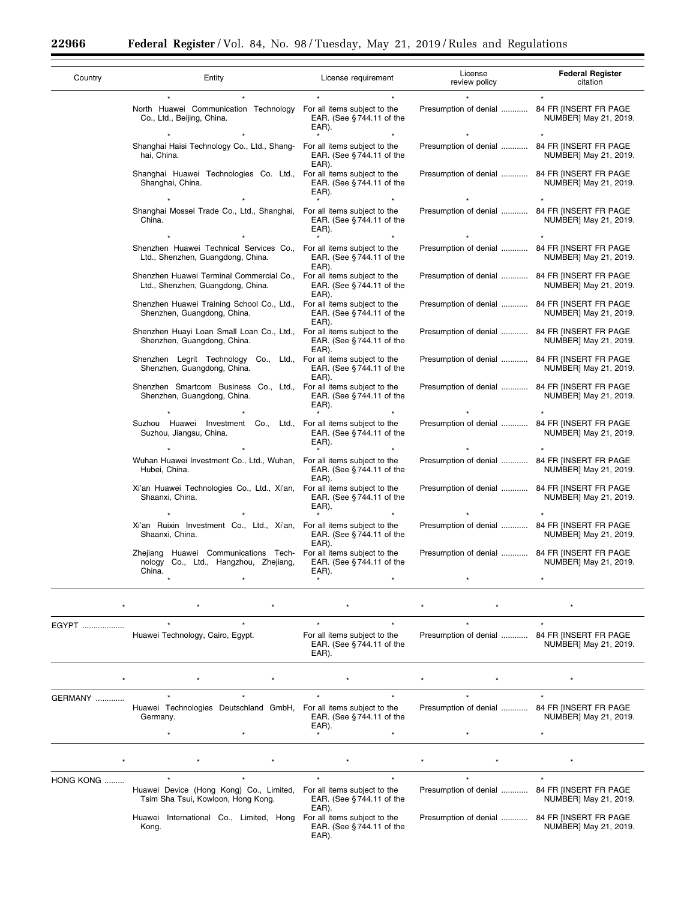| Country | Entity | License requirement | License review policy | **Federal Register** citation |
|---|---|---|---|---|
| | * * | * * | * | * |
| | North Huawei Communication Technology Co., Ltd., Beijing, China. | For all items subject to the EAR. (See §744.11 of the EAR). | Presumption of denial ............ | 84 FR [INSERT FR PAGE NUMBER] May 21, 2019. |
| | * * | * * | * | * |
| | Shanghai Haisi Technology Co., Ltd., Shanghai, China. | For all items subject to the EAR. (See §744.11 of the EAR). | Presumption of denial ............ | 84 FR [INSERT FR PAGE NUMBER] May 21, 2019. |
| | Shanghai Huawei Technologies Co. Ltd., Shanghai, China. | For all items subject to the EAR. (See §744.11 of the EAR). | Presumption of denial ............ | 84 FR [INSERT FR PAGE NUMBER] May 21, 2019. |
| | * * | * * | * | * |
| | Shanghai Mossel Trade Co., Ltd., Shanghai, China. | For all items subject to the EAR. (See §744.11 of the EAR). | Presumption of denial ............ | 84 FR [INSERT FR PAGE NUMBER] May 21, 2019. |
| | * * | * * | * | * |
| | Shenzhen Huawei Technical Services Co., Ltd., Shenzhen, Guangdong, China. | For all items subject to the EAR. (See §744.11 of the EAR). | Presumption of denial ............ | 84 FR [INSERT FR PAGE NUMBER] May 21, 2019. |
| | Shenzhen Huawei Terminal Commercial Co., Ltd., Shenzhen, Guangdong, China. | For all items subject to the EAR. (See §744.11 of the EAR). | Presumption of denial ............ | 84 FR [INSERT FR PAGE NUMBER] May 21, 2019. |
| | Shenzhen Huawei Training School Co., Ltd., Shenzhen, Guangdong, China. | For all items subject to the EAR. (See §744.11 of the EAR). | Presumption of denial ............ | 84 FR [INSERT FR PAGE NUMBER] May 21, 2019. |
| | Shenzhen Huayi Loan Small Loan Co., Ltd., Shenzhen, Guangdong, China. | For all items subject to the EAR. (See §744.11 of the EAR). | Presumption of denial ............ | 84 FR [INSERT FR PAGE NUMBER] May 21, 2019. |
| | Shenzhen Legrit Technology Co., Ltd., Shenzhen, Guangdong, China. | For all items subject to the EAR. (See §744.11 of the EAR). | Presumption of denial ............ | 84 FR [INSERT FR PAGE NUMBER] May 21, 2019. |
| | Shenzhen Smartcom Business Co., Ltd., Shenzhen, Guangdong, China. | For all items subject to the EAR. (See §744.11 of the EAR). | Presumption of denial ............ | 84 FR [INSERT FR PAGE NUMBER] May 21, 2019. |
| | * * | * * | * | * |
| | Suzhou Huawei Investment Co., Ltd., Suzhou, Jiangsu, China. | For all items subject to the EAR. (See §744.11 of the EAR). | Presumption of denial ............ | 84 FR [INSERT FR PAGE NUMBER] May 21, 2019. |
| | * * | * * | * | * |
| | Wuhan Huawei Investment Co., Ltd., Wuhan, Hubei, China. | For all items subject to the EAR. (See §744.11 of the EAR). | Presumption of denial ............ | 84 FR [INSERT FR PAGE NUMBER] May 21, 2019. |
| | Xi'an Huawei Technologies Co., Ltd., Xi'an, Shaanxi, China. | For all items subject to the EAR. (See §744.11 of the EAR). | Presumption of denial ............ | 84 FR [INSERT FR PAGE NUMBER] May 21, 2019. |
| | * * | * * | * | * |
| | Xi'an Ruixin Investment Co., Ltd., Xi'an, Shaanxi, China. | For all items subject to the EAR. (See §744.11 of the EAR). | Presumption of denial ............ | 84 FR [INSERT FR PAGE NUMBER] May 21, 2019. |
| | Zhejiang Huawei Communications Technology Co., Ltd., Hangzhou, Zhejiang, China. | For all items subject to the EAR. (See §744.11 of the EAR). | Presumption of denial ............ | 84 FR [INSERT FR PAGE NUMBER] May 21, 2019. |
| | * * | * * | * | * |
| * | * * | * | * * | * |
| EGYPT .................. | * * | * * | * | * |
| | Huawei Technology, Cairo, Egypt. | For all items subject to the EAR. (See §744.11 of the EAR). | Presumption of denial ............ | 84 FR [INSERT FR PAGE NUMBER] May 21, 2019. |
| * | * * | * | * * | * |
| GERMANY ............ | * * | * * | * | * |
| | Huawei Technologies Deutschland GmbH, Germany. | For all items subject to the EAR. (See §744.11 of the EAR). | Presumption of denial ............ | 84 FR [INSERT FR PAGE NUMBER] May 21, 2019. |
| | * * | * * | * | * |
| * | * * | * | * * | * |
| HONG KONG ......... | * * | * * | * | * |
| | Huawei Device (Hong Kong) Co., Limited, Tsim Sha Tsui, Kowloon, Hong Kong. | For all items subject to the EAR. (See §744.11 of the EAR). | Presumption of denial ............ | 84 FR [INSERT FR PAGE NUMBER] May 21, 2019. |
| | Huawei International Co., Limited, Hong Kong. | For all items subject to the EAR. (See §744.11 of the EAR). | Presumption of denial ............ | 84 FR [INSERT FR PAGE NUMBER] May 21, 2019. |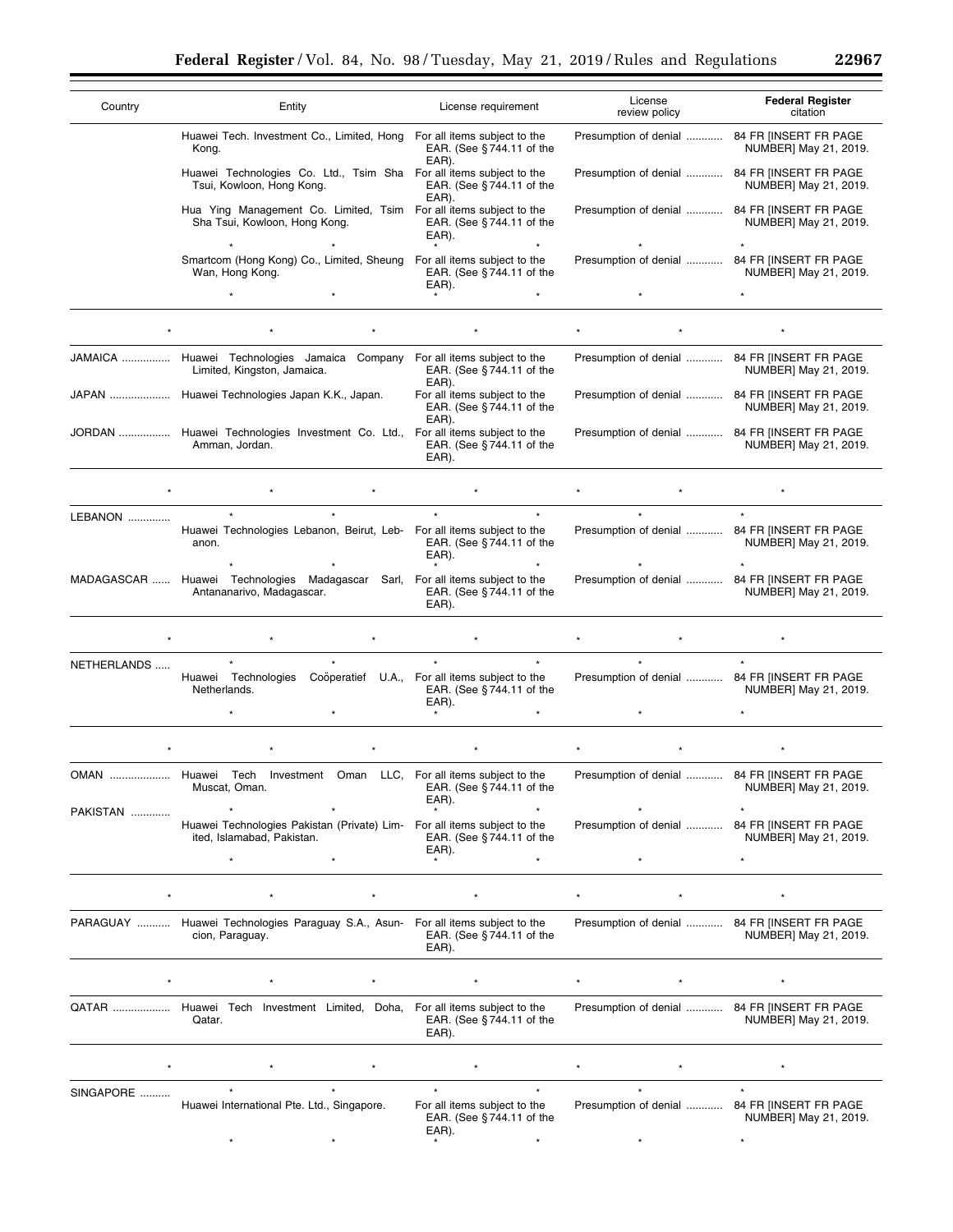| Country | Entity | License requirement | License review policy | **Federal Register** citation |
|---|---|---|---|---|
| | Huawei Tech. Investment Co., Limited, Hong Kong. | For all items subject to the EAR. (See § 744.11 of the EAR). | Presumption of denial | 84 FR [INSERT FR PAGE NUMBER] May 21, 2019. |
| | Huawei Technologies Co. Ltd., Tsim Sha Tsui, Kowloon, Hong Kong. | For all items subject to the EAR. (See § 744.11 of the EAR). | Presumption of denial | 84 FR [INSERT FR PAGE NUMBER] May 21, 2019. |
| | Hua Ying Management Co. Limited, Tsim Sha Tsui, Kowloon, Hong Kong. | For all items subject to the EAR. (See § 744.11 of the EAR). | Presumption of denial | 84 FR [INSERT FR PAGE NUMBER] May 21, 2019. |
| | * * | * * | * | * |
| | Smartcom (Hong Kong) Co., Limited, Sheung Wan, Hong Kong. | For all items subject to the EAR. (See § 744.11 of the EAR). | Presumption of denial | 84 FR [INSERT FR PAGE NUMBER] May 21, 2019. |
| | * * | * * | * | * |
| * | * * | * | * * | * |
| JAMAICA | Huawei Technologies Jamaica Company Limited, Kingston, Jamaica. | For all items subject to the EAR. (See § 744.11 of the EAR). | Presumption of denial | 84 FR [INSERT FR PAGE NUMBER] May 21, 2019. |
| JAPAN | Huawei Technologies Japan K.K., Japan. | For all items subject to the EAR. (See § 744.11 of the EAR). | Presumption of denial | 84 FR [INSERT FR PAGE NUMBER] May 21, 2019. |
| JORDAN | Huawei Technologies Investment Co. Ltd., Amman, Jordan. | For all items subject to the EAR. (See § 744.11 of the EAR). | Presumption of denial | 84 FR [INSERT FR PAGE NUMBER] May 21, 2019. |
| * | * * | * | * * | * |
| LEBANON | * * | * * | * | * |
| | Huawei Technologies Lebanon, Beirut, Lebanon. | For all items subject to the EAR. (See § 744.11 of the EAR). | Presumption of denial | 84 FR [INSERT FR PAGE NUMBER] May 21, 2019. |
| | * * | * * | * | * |
| MADAGASCAR | Huawei Technologies Madagascar Sarl, Antananarivo, Madagascar. | For all items subject to the EAR. (See § 744.11 of the EAR). | Presumption of denial | 84 FR [INSERT FR PAGE NUMBER] May 21, 2019. |
| * | * * | * | * * | * |
| NETHERLANDS | * * | * * | * | * |
| | Huawei Technologies Coöperatief U.A., Netherlands. | For all items subject to the EAR. (See § 744.11 of the EAR). | Presumption of denial | 84 FR [INSERT FR PAGE NUMBER] May 21, 2019. |
| | * * | * * | * | * |
| * | * * | * | * * | * |
| OMAN | Huawei Tech Investment Oman LLC, Muscat, Oman. | For all items subject to the EAR. (See § 744.11 of the EAR). | Presumption of denial | 84 FR [INSERT FR PAGE NUMBER] May 21, 2019. |
| PAKISTAN | * * | * * | * | * |
| | Huawei Technologies Pakistan (Private) Limited, Islamabad, Pakistan. | For all items subject to the EAR. (See § 744.11 of the EAR). | Presumption of denial | 84 FR [INSERT FR PAGE NUMBER] May 21, 2019. |
| | * * | * * | * | * |
| * | * * | * | * * | * |
| PARAGUAY | Huawei Technologies Paraguay S.A., Asuncion, Paraguay. | For all items subject to the EAR. (See § 744.11 of the EAR). | Presumption of denial | 84 FR [INSERT FR PAGE NUMBER] May 21, 2019. |
| * | * * | * | * * | * |
| QATAR | Huawei Tech Investment Limited, Doha, Qatar. | For all items subject to the EAR. (See § 744.11 of the EAR). | Presumption of denial | 84 FR [INSERT FR PAGE NUMBER] May 21, 2019. |
| * | * * | * | * * | * |
| SINGAPORE | * * | * * | * | * |
| | Huawei International Pte. Ltd., Singapore. | For all items subject to the EAR. (See § 744.11 of the EAR). | Presumption of denial | 84 FR [INSERT FR PAGE NUMBER] May 21, 2019. |
| | * * | * * | * | * |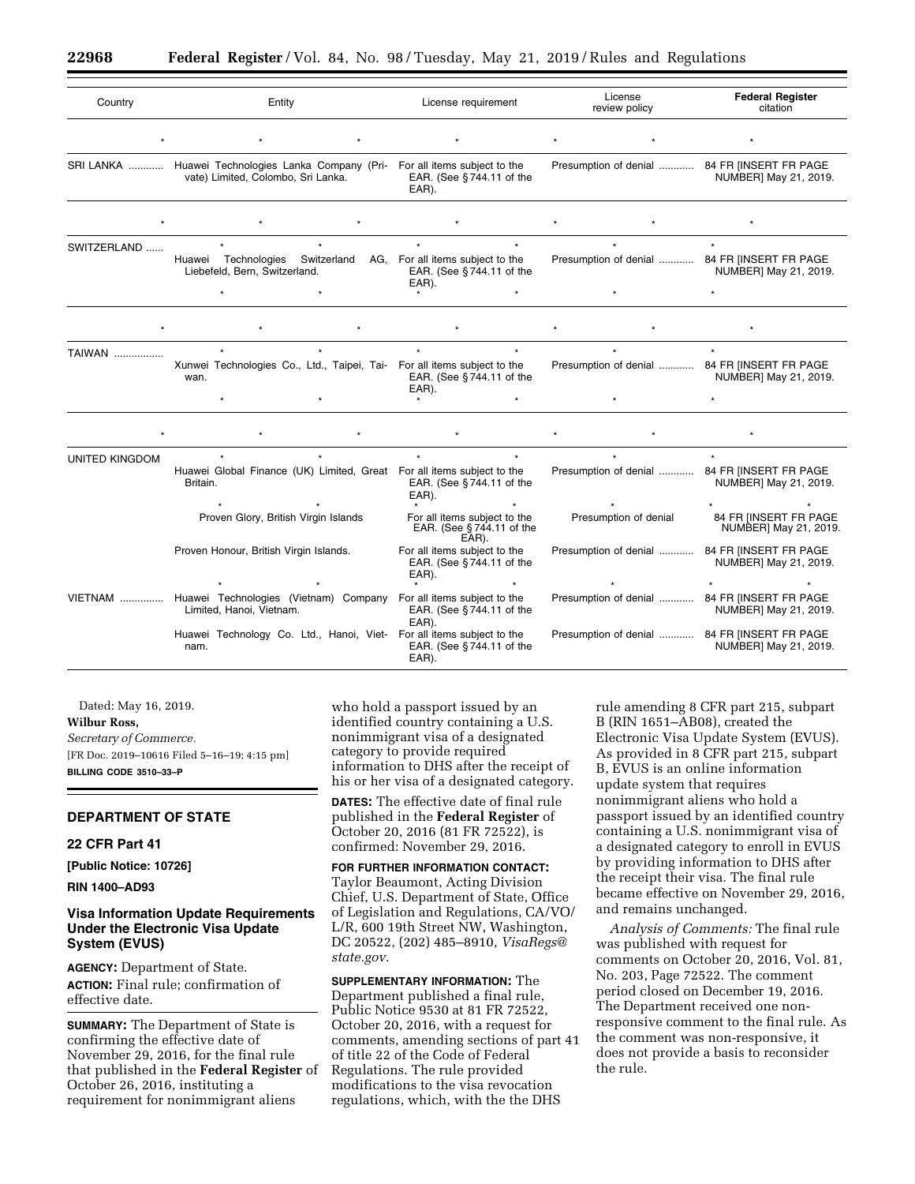| Country | Entity | License requirement | License review policy | **Federal Register** citation |
| --- | --- | --- | --- | --- |
| * | * * | * | * * | * |
| SRI LANKA | Huawei Technologies Lanka Company (Private) Limited, Colombo, Sri Lanka. | For all items subject to the EAR. (See §744.11 of the EAR). | Presumption of denial | 84 FR [INSERT FR PAGE NUMBER] May 21, 2019. |
| * | * * | * | * * | * |
| SWITZERLAND | * * | * * | * | * |
| | Huawei Technologies Switzerland AG, Liebefeld, Bern, Switzerland. | For all items subject to the EAR. (See §744.11 of the EAR). | Presumption of denial | 84 FR [INSERT FR PAGE NUMBER] May 21, 2019. |
| | * * | * * | * | * |
| * | * * | * | * * | * |
| TAIWAN | * * | * * | * | * |
| | Xunwei Technologies Co., Ltd., Taipei, Taiwan. | For all items subject to the EAR. (See §744.11 of the EAR). | Presumption of denial | 84 FR [INSERT FR PAGE NUMBER] May 21, 2019. |
| | * * | * * | * | * |
| * | * * | * | * * | * |
| UNITED KINGDOM | * * | * * | * | * |
| | Huawei Global Finance (UK) Limited, Great Britain. | For all items subject to the EAR. (See §744.11 of the EAR). | Presumption of denial | 84 FR [INSERT FR PAGE NUMBER] May 21, 2019. |
| | * * | * * | * | * * |
| | Proven Glory, British Virgin Islands | For all items subject to the EAR. (See §744.11 of the EAR). | Presumption of denial | 84 FR [INSERT FR PAGE NUMBER] May 21, 2019. |
| | Proven Honour, British Virgin Islands. | For all items subject to the EAR. (See §744.11 of the EAR). | Presumption of denial | 84 FR [INSERT FR PAGE NUMBER] May 21, 2019. |
| | * * | * * | * | * * |
| VIETNAM | Huawei Technologies (Vietnam) Company Limited, Hanoi, Vietnam. | For all items subject to the EAR. (See §744.11 of the EAR). | Presumption of denial | 84 FR [INSERT FR PAGE NUMBER] May 21, 2019. |
| | Huawei Technology Co. Ltd., Hanoi, Vietnam. | For all items subject to the EAR. (See §744.11 of the EAR). | Presumption of denial | 84 FR [INSERT FR PAGE NUMBER] May 21, 2019. |

Dated: May 16, 2019.

**Wilbur Ross,**

*Secretary of Commerce.*

[FR Doc. 2019–10616 Filed 5–16–19; 4:15 pm]

**BILLING CODE 3510–33–P**

## DEPARTMENT OF STATE

### 22 CFR Part 41

**[Public Notice: 10726]**

**RIN 1400–AD93**

### Visa Information Update Requirements Under the Electronic Visa Update System (EVUS)

**AGENCY:** Department of State.

**ACTION:** Final rule; confirmation of effective date.

**SUMMARY:** The Department of State is confirming the effective date of November 29, 2016, for the final rule that published in the **Federal Register** of October 26, 2016, instituting a requirement for nonimmigrant aliens who hold a passport issued by an identified country containing a U.S. nonimmigrant visa of a designated category to provide required information to DHS after the receipt of his or her visa of a designated category.

**DATES:** The effective date of final rule published in the **Federal Register** of October 20, 2016 (81 FR 72522), is confirmed: November 29, 2016.

**FOR FURTHER INFORMATION CONTACT:** Taylor Beaumont, Acting Division Chief, U.S. Department of State, Office of Legislation and Regulations, CA/VO/L/R, 600 19th Street NW, Washington, DC 20522, (202) 485–8910, *VisaRegs@state.gov.*

**SUPPLEMENTARY INFORMATION:** The Department published a final rule, Public Notice 9530 at 81 FR 72522, October 20, 2016, with a request for comments, amending sections of part 41 of title 22 of the Code of Federal Regulations. The rule provided modifications to the visa revocation regulations, which, with the the DHS rule amending 8 CFR part 215, subpart B (RIN 1651–AB08), created the Electronic Visa Update System (EVUS). As provided in 8 CFR part 215, subpart B, EVUS is an online information update system that requires nonimmigrant aliens who hold a passport issued by an identified country containing a U.S. nonimmigrant visa of a designated category to enroll in EVUS by providing information to DHS after the receipt their visa. The final rule became effective on November 29, 2016, and remains unchanged.

*Analysis of Comments:* The final rule was published with request for comments on October 20, 2016, Vol. 81, No. 203, Page 72522. The comment period closed on December 19, 2016. The Department received one non-responsive comment to the final rule. As the comment was non-responsive, it does not provide a basis to reconsider the rule.